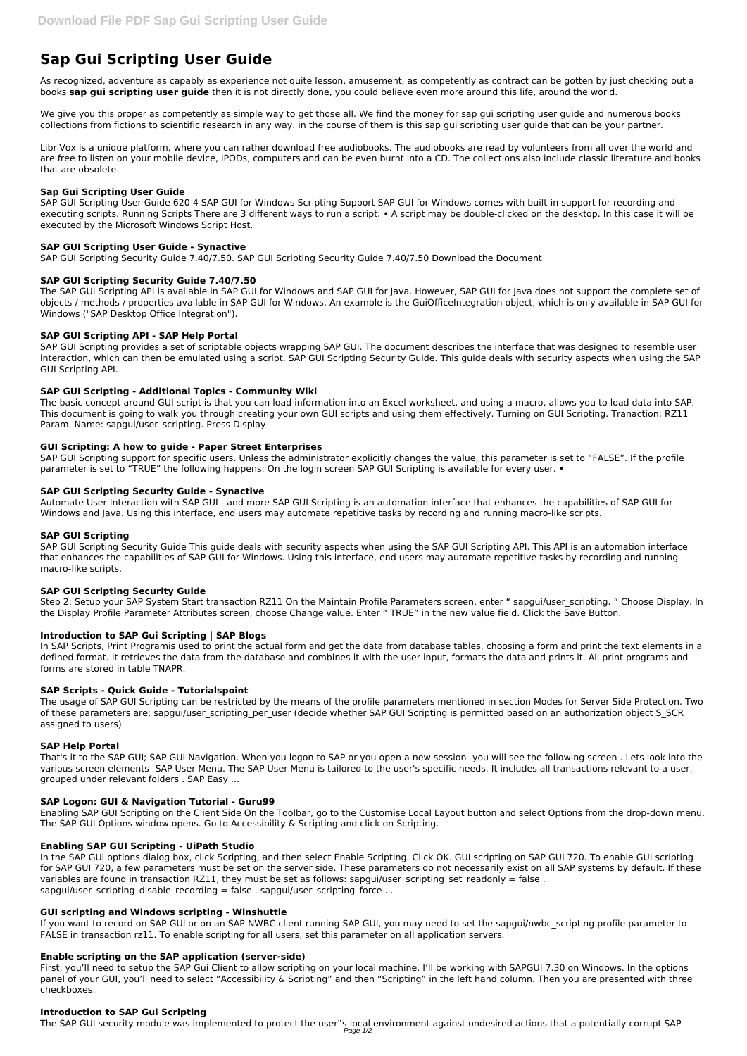# Sap Gui Scripting User Guide

As recognized, adventure as capably as experience not quite lesson, amusement, as competently as contract can be gotten by just checking out a books **sap gui scripting user guide** then it is not directly done, you could believe even more around this life, around the world.

We give you this proper as competently as simple way to get those all. We find the money for sap gui scripting user guide and numerous books collections from fictions to scientific research in any way. in the course of them is this sap gui scripting user guide that can be your partner.

LibriVox is a unique platform, where you can rather download free audiobooks. The audiobooks are read by volunteers from all over the world and are free to listen on your mobile device, iPODs, computers and can be even burnt into a CD. The collections also include classic literature and books that are obsolete.

### Sap Gui Scripting User Guide

SAP GUI Scripting User Guide 620 4 SAP GUI for Windows Scripting Support SAP GUI for Windows comes with built-in support for recording and executing scripts. Running Scripts There are 3 different ways to run a script: • A script may be double-clicked on the desktop. In this case it will be executed by the Microsoft Windows Script Host.

### SAP GUI Scripting User Guide - Synactive

SAP GUI Scripting Security Guide 7.40/7.50. SAP GUI Scripting Security Guide 7.40/7.50 Download the Document

### SAP GUI Scripting Security Guide 7.40/7.50

The SAP GUI Scripting API is available in SAP GUI for Windows and SAP GUI for Java. However, SAP GUI for Java does not support the complete set of objects / methods / properties available in SAP GUI for Windows. An example is the GuiOfficeIntegration object, which is only available in SAP GUI for Windows ("SAP Desktop Office Integration").

### SAP GUI Scripting API - SAP Help Portal

SAP GUI Scripting provides a set of scriptable objects wrapping SAP GUI. The document describes the interface that was designed to resemble user interaction, which can then be emulated using a script. SAP GUI Scripting Security Guide. This guide deals with security aspects when using the SAP GUI Scripting API.

### SAP GUI Scripting - Additional Topics - Community Wiki

The basic concept around GUI script is that you can load information into an Excel worksheet, and using a macro, allows you to load data into SAP. This document is going to walk you through creating your own GUI scripts and using them effectively. Turning on GUI Scripting. Tranaction: RZ11 Param. Name: sapgui/user_scripting. Press Display

### GUI Scripting: A how to guide - Paper Street Enterprises

SAP GUI Scripting support for specific users. Unless the administrator explicitly changes the value, this parameter is set to “FALSE”. If the profile parameter is set to “TRUE” the following happens: On the login screen SAP GUI Scripting is available for every user. •

### SAP GUI Scripting Security Guide - Synactive

Automate User Interaction with SAP GUI - and more SAP GUI Scripting is an automation interface that enhances the capabilities of SAP GUI for Windows and Java. Using this interface, end users may automate repetitive tasks by recording and running macro-like scripts.

### SAP GUI Scripting

SAP GUI Scripting Security Guide This guide deals with security aspects when using the SAP GUI Scripting API. This API is an automation interface that enhances the capabilities of SAP GUI for Windows. Using this interface, end users may automate repetitive tasks by recording and running macro-like scripts.

### SAP GUI Scripting Security Guide

Step 2: Setup your SAP System Start transaction RZ11 On the Maintain Profile Parameters screen, enter “ sapgui/user_scripting. ” Choose Display. In the Display Profile Parameter Attributes screen, choose Change value. Enter “ TRUE” in the new value field. Click the Save Button.

### Introduction to SAP Gui Scripting | SAP Blogs

In SAP Scripts, Print Programis used to print the actual form and get the data from database tables, choosing a form and print the text elements in a defined format. It retrieves the data from the database and combines it with the user input, formats the data and prints it. All print programs and forms are stored in table TNAPR.

### SAP Scripts - Quick Guide - Tutorialspoint

The usage of SAP GUI Scripting can be restricted by the means of the profile parameters mentioned in section Modes for Server Side Protection. Two of these parameters are: sapgui/user_scripting_per_user (decide whether SAP GUI Scripting is permitted based on an authorization object S_SCR assigned to users)

### SAP Help Portal

That's it to the SAP GUI; SAP GUI Navigation. When you logon to SAP or you open a new session- you will see the following screen . Lets look into the various screen elements- SAP User Menu. The SAP User Menu is tailored to the user's specific needs. It includes all transactions relevant to a user, grouped under relevant folders . SAP Easy ...

### SAP Logon: GUI & Navigation Tutorial - Guru99

Enabling SAP GUI Scripting on the Client Side On the Toolbar, go to the Customise Local Layout button and select Options from the drop-down menu. The SAP GUI Options window opens. Go to Accessibility & Scripting and click on Scripting.

### Enabling SAP GUI Scripting - UiPath Studio

In the SAP GUI options dialog box, click Scripting, and then select Enable Scripting. Click OK. GUI scripting on SAP GUI 720. To enable GUI scripting for SAP GUI 720, a few parameters must be set on the server side. These parameters do not necessarily exist on all SAP systems by default. If these variables are found in transaction RZ11, they must be set as follows: sapgui/user_scripting_set_readonly = false . sapgui/user_scripting_disable_recording = false . sapgui/user_scripting_force ...

### GUI scripting and Windows scripting - Winshuttle

If you want to record on SAP GUI or on an SAP NWBC client running SAP GUI, you may need to set the sapgui/nwbc_scripting profile parameter to FALSE in transaction rz11. To enable scripting for all users, set this parameter on all application servers.

### Enable scripting on the SAP application (server-side)

First, you'll need to setup the SAP Gui Client to allow scripting on your local machine. I'll be working with SAPGUI 7.30 on Windows. In the options panel of your GUI, you'll need to select “Accessibility & Scripting” and then “Scripting” in the left hand column. Then you are presented with three checkboxes.

### Introduction to SAP Gui Scripting

The SAP GUI security module was implemented to protect the user"s local environment against undesired actions that a potentially corrupt SAP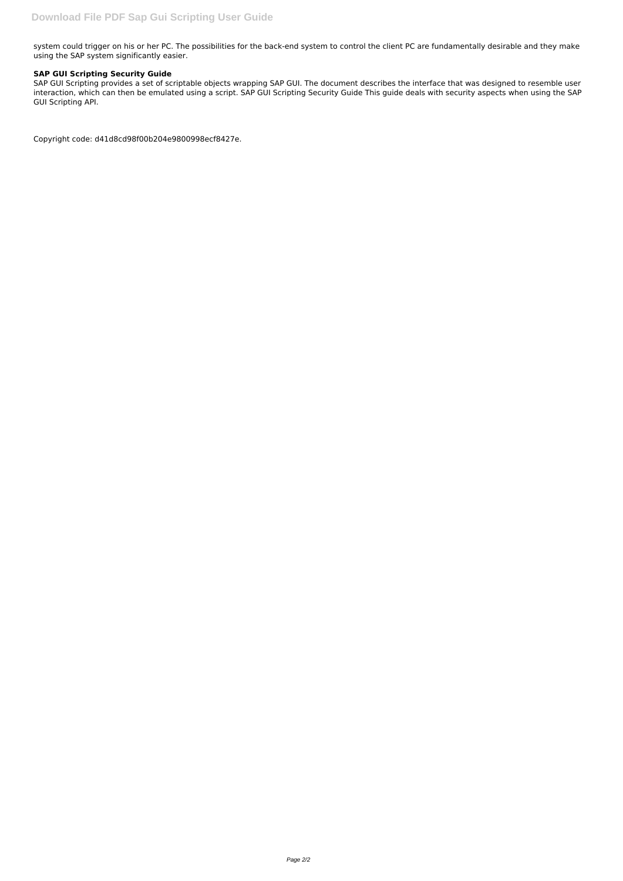system could trigger on his or her PC. The possibilities for the back-end system to control the client PC are fundamentally desirable and they make using the SAP system significantly easier.

**SAP GUI Scripting Security Guide**

SAP GUI Scripting provides a set of scriptable objects wrapping SAP GUI. The document describes the interface that was designed to resemble user interaction, which can then be emulated using a script. SAP GUI Scripting Security Guide This guide deals with security aspects when using the SAP GUI Scripting API.

Copyright code: d41d8cd98f00b204e9800998ecf8427e.